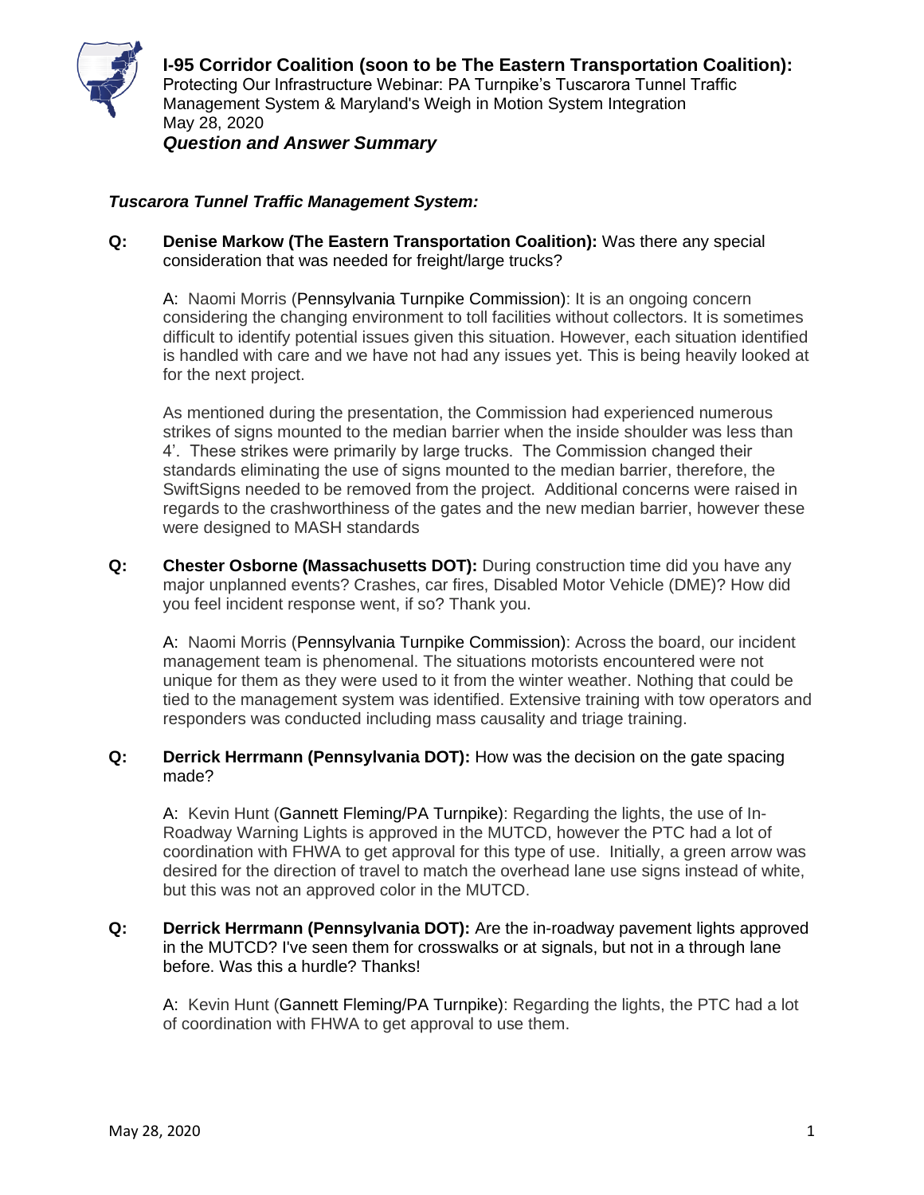# I-95 Corridor Coalition (soon to be The Eastern Transportation Coalition):

Protecting Our Infrastructure Webinar: PA Turnpike's Tuscarora Tunnel Traffic Management System & Maryland's Weigh in Motion System Integration
May 28, 2020
***Question and Answer Summary***

## *Tuscarora Tunnel Traffic Management System:*

**Q: Denise Markow (The Eastern Transportation Coalition):** Was there any special consideration that was needed for freight/large trucks?

A: Naomi Morris (Pennsylvania Turnpike Commission): It is an ongoing concern considering the changing environment to toll facilities without collectors. It is sometimes difficult to identify potential issues given this situation. However, each situation identified is handled with care and we have not had any issues yet. This is being heavily looked at for the next project.

As mentioned during the presentation, the Commission had experienced numerous strikes of signs mounted to the median barrier when the inside shoulder was less than 4'. These strikes were primarily by large trucks. The Commission changed their standards eliminating the use of signs mounted to the median barrier, therefore, the SwiftSigns needed to be removed from the project. Additional concerns were raised in regards to the crashworthiness of the gates and the new median barrier, however these were designed to MASH standards

**Q: Chester Osborne (Massachusetts DOT):** During construction time did you have any major unplanned events? Crashes, car fires, Disabled Motor Vehicle (DME)? How did you feel incident response went, if so? Thank you.

A: Naomi Morris (Pennsylvania Turnpike Commission): Across the board, our incident management team is phenomenal. The situations motorists encountered were not unique for them as they were used to it from the winter weather. Nothing that could be tied to the management system was identified. Extensive training with tow operators and responders was conducted including mass causality and triage training.

**Q: Derrick Herrmann (Pennsylvania DOT):** How was the decision on the gate spacing made?

A: Kevin Hunt (Gannett Fleming/PA Turnpike): Regarding the lights, the use of In-Roadway Warning Lights is approved in the MUTCD, however the PTC had a lot of coordination with FHWA to get approval for this type of use. Initially, a green arrow was desired for the direction of travel to match the overhead lane use signs instead of white, but this was not an approved color in the MUTCD.

**Q: Derrick Herrmann (Pennsylvania DOT):** Are the in-roadway pavement lights approved in the MUTCD? I've seen them for crosswalks or at signals, but not in a through lane before. Was this a hurdle? Thanks!

A: Kevin Hunt (Gannett Fleming/PA Turnpike): Regarding the lights, the PTC had a lot of coordination with FHWA to get approval to use them.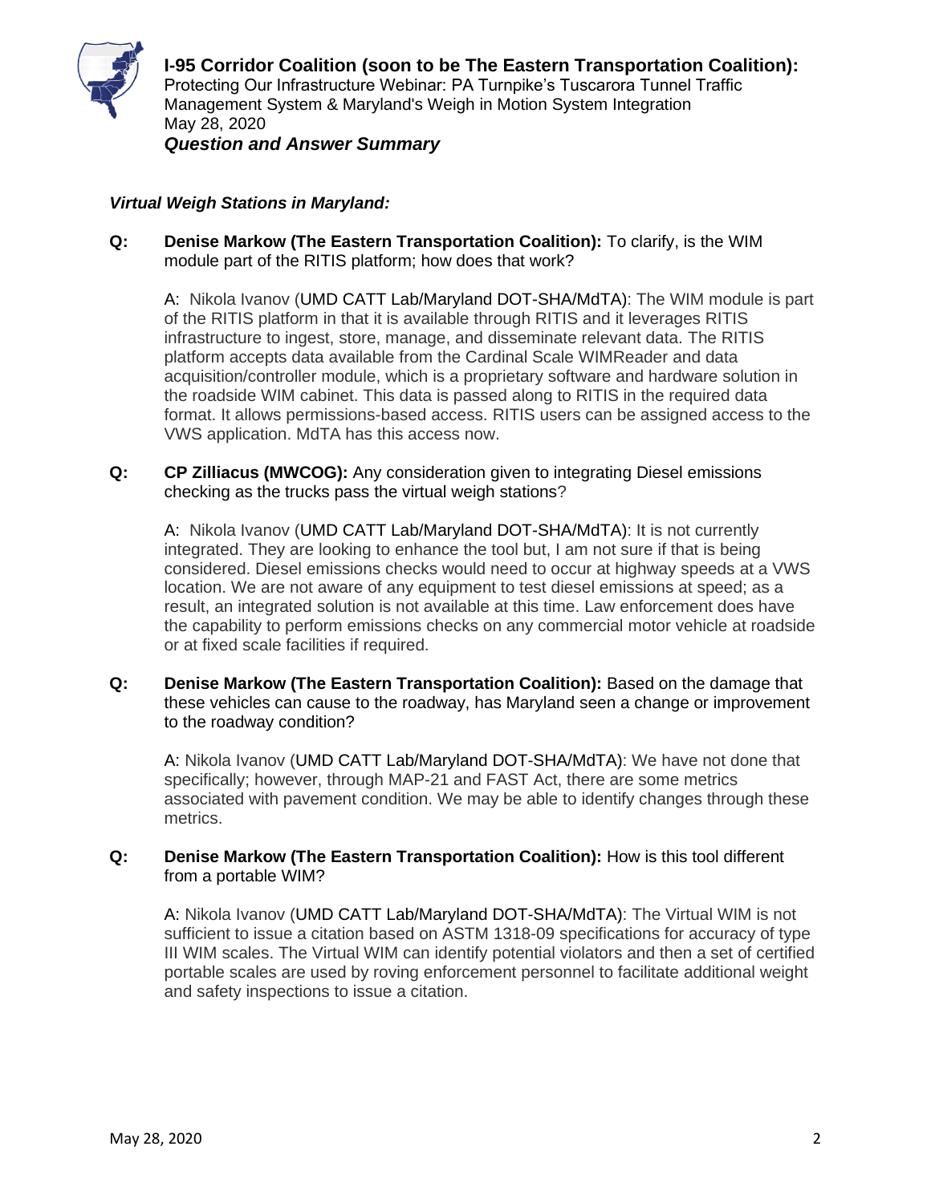***Virtual Weigh Stations in Maryland:***

**Q: Denise Markow (The Eastern Transportation Coalition):** To clarify, is the WIM module part of the RITIS platform; how does that work?

A: Nikola Ivanov (UMD CATT Lab/Maryland DOT-SHA/MdTA): The WIM module is part of the RITIS platform in that it is available through RITIS and it leverages RITIS infrastructure to ingest, store, manage, and disseminate relevant data. The RITIS platform accepts data available from the Cardinal Scale WIMReader and data acquisition/controller module, which is a proprietary software and hardware solution in the roadside WIM cabinet. This data is passed along to RITIS in the required data format. It allows permissions-based access. RITIS users can be assigned access to the VWS application. MdTA has this access now.

**Q: CP Zilliacus (MWCOG):** Any consideration given to integrating Diesel emissions checking as the trucks pass the virtual weigh stations?

A: Nikola Ivanov (UMD CATT Lab/Maryland DOT-SHA/MdTA): It is not currently integrated. They are looking to enhance the tool but, I am not sure if that is being considered. Diesel emissions checks would need to occur at highway speeds at a VWS location. We are not aware of any equipment to test diesel emissions at speed; as a result, an integrated solution is not available at this time. Law enforcement does have the capability to perform emissions checks on any commercial motor vehicle at roadside or at fixed scale facilities if required.

**Q: Denise Markow (The Eastern Transportation Coalition):** Based on the damage that these vehicles can cause to the roadway, has Maryland seen a change or improvement to the roadway condition?

A: Nikola Ivanov (UMD CATT Lab/Maryland DOT-SHA/MdTA): We have not done that specifically; however, through MAP-21 and FAST Act, there are some metrics associated with pavement condition. We may be able to identify changes through these metrics.

**Q: Denise Markow (The Eastern Transportation Coalition):** How is this tool different from a portable WIM?

A: Nikola Ivanov (UMD CATT Lab/Maryland DOT-SHA/MdTA): The Virtual WIM is not sufficient to issue a citation based on ASTM 1318-09 specifications for accuracy of type III WIM scales. The Virtual WIM can identify potential violators and then a set of certified portable scales are used by roving enforcement personnel to facilitate additional weight and safety inspections to issue a citation.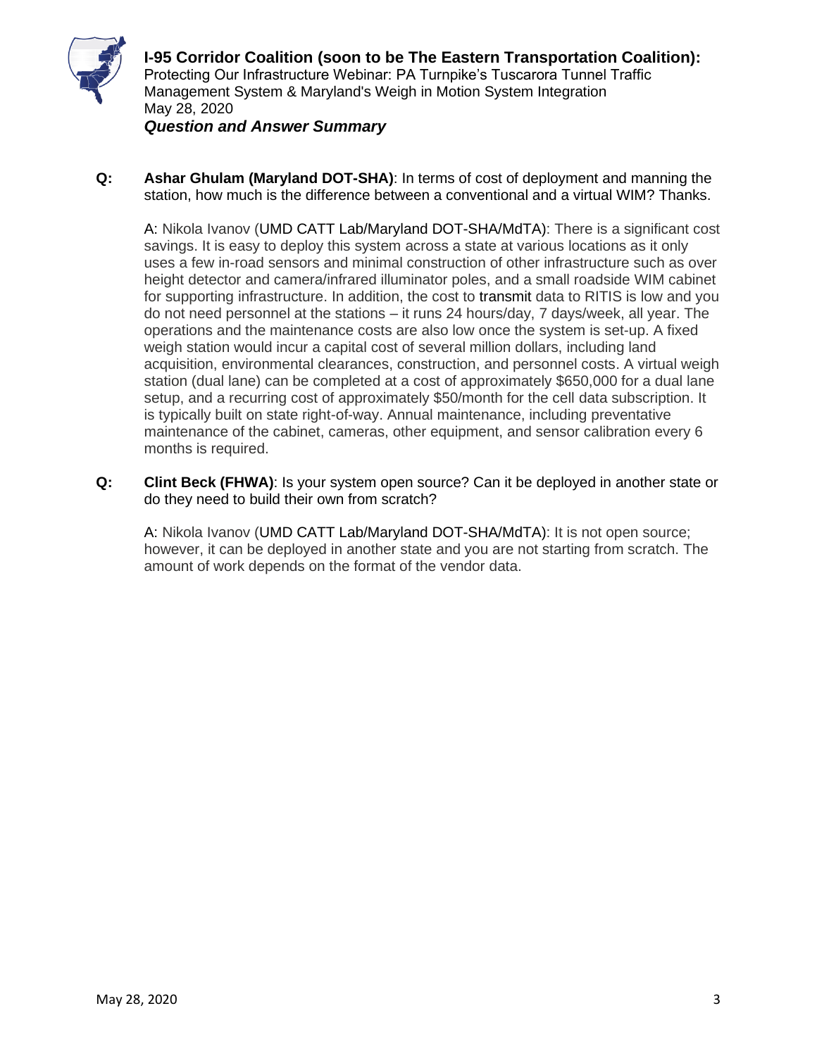**I-95 Corridor Coalition (soon to be The Eastern Transportation Coalition):**
Protecting Our Infrastructure Webinar: PA Turnpike's Tuscarora Tunnel Traffic Management System & Maryland's Weigh in Motion System Integration
May 28, 2020
***Question and Answer Summary***

**Q:** **Ashar Ghulam (Maryland DOT-SHA)**: In terms of cost of deployment and manning the station, how much is the difference between a conventional and a virtual WIM? Thanks.

A: Nikola Ivanov (UMD CATT Lab/Maryland DOT-SHA/MdTA): There is a significant cost savings. It is easy to deploy this system across a state at various locations as it only uses a few in-road sensors and minimal construction of other infrastructure such as over height detector and camera/infrared illuminator poles, and a small roadside WIM cabinet for supporting infrastructure. In addition, the cost to transmit data to RITIS is low and you do not need personnel at the stations – it runs 24 hours/day, 7 days/week, all year. The operations and the maintenance costs are also low once the system is set-up. A fixed weigh station would incur a capital cost of several million dollars, including land acquisition, environmental clearances, construction, and personnel costs. A virtual weigh station (dual lane) can be completed at a cost of approximately $650,000 for a dual lane setup, and a recurring cost of approximately $50/month for the cell data subscription. It is typically built on state right-of-way. Annual maintenance, including preventative maintenance of the cabinet, cameras, other equipment, and sensor calibration every 6 months is required.

**Q:** **Clint Beck (FHWA)**: Is your system open source? Can it be deployed in another state or do they need to build their own from scratch?

A: Nikola Ivanov (UMD CATT Lab/Maryland DOT-SHA/MdTA): It is not open source; however, it can be deployed in another state and you are not starting from scratch. The amount of work depends on the format of the vendor data.